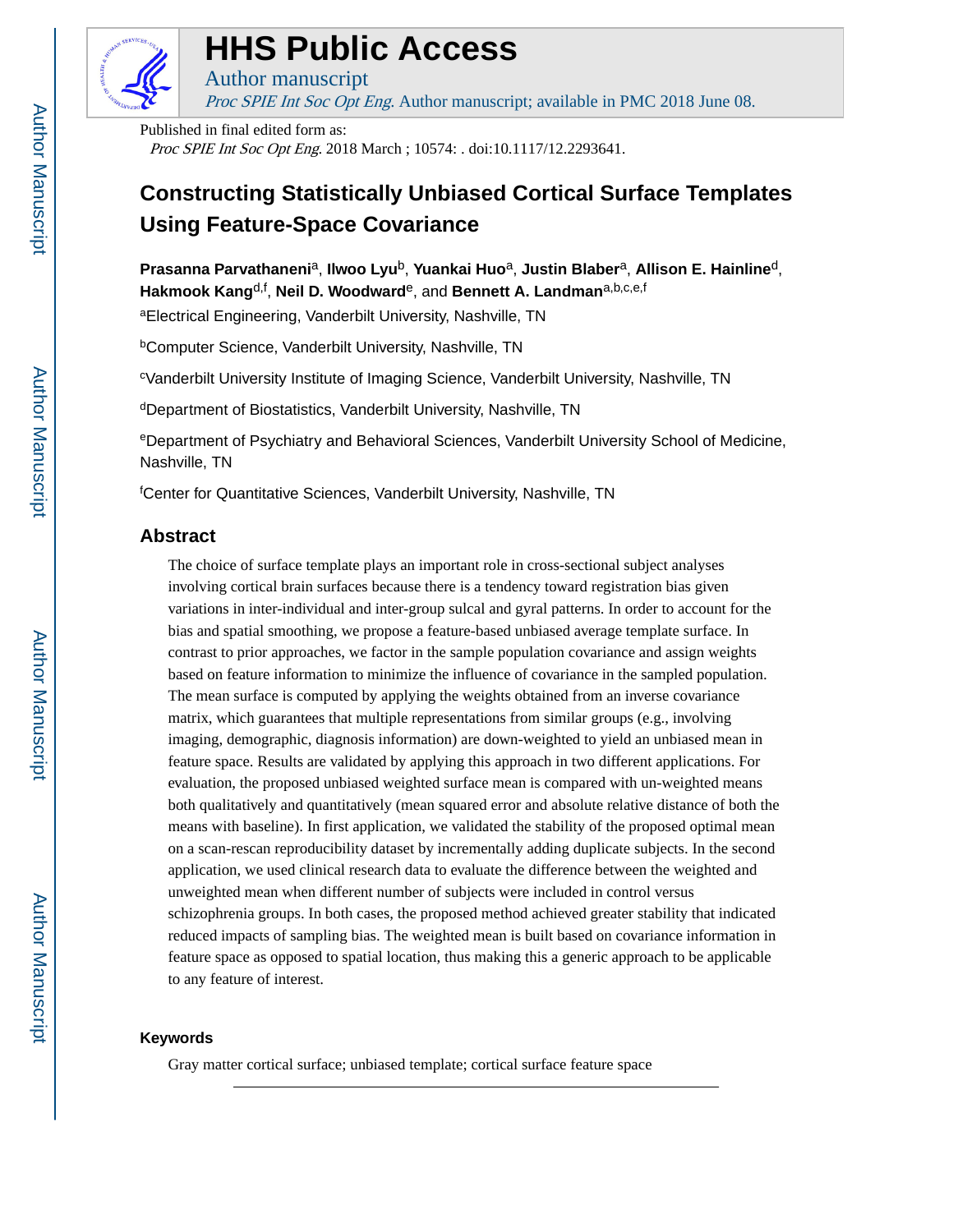# HHS Public Access

Author manuscript

*Proc SPIE Int Soc Opt Eng.* Author manuscript; available in PMC 2018 June 08.

Published in final edited form as:

*Proc SPIE Int Soc Opt Eng.* 2018 March ; 10574: . doi:10.1117/12.2293641.

# Constructing Statistically Unbiased Cortical Surface Templates Using Feature-Space Covariance

**Prasanna Parvathaneni**[a], **Ilwoo Lyu**[b], **Yuankai Huo**[a], **Justin Blaber**[a], **Allison E. Hainline**[d], **Hakmook Kang**[d,f], **Neil D. Woodward**[e], and **Bennett A. Landman**[a,b,c,e,f]

[a]Electrical Engineering, Vanderbilt University, Nashville, TN

[b]Computer Science, Vanderbilt University, Nashville, TN

[c]Vanderbilt University Institute of Imaging Science, Vanderbilt University, Nashville, TN

[d]Department of Biostatistics, Vanderbilt University, Nashville, TN

[e]Department of Psychiatry and Behavioral Sciences, Vanderbilt University School of Medicine, Nashville, TN

[f]Center for Quantitative Sciences, Vanderbilt University, Nashville, TN

## Abstract

The choice of surface template plays an important role in cross-sectional subject analyses involving cortical brain surfaces because there is a tendency toward registration bias given variations in inter-individual and inter-group sulcal and gyral patterns. In order to account for the bias and spatial smoothing, we propose a feature-based unbiased average template surface. In contrast to prior approaches, we factor in the sample population covariance and assign weights based on feature information to minimize the influence of covariance in the sampled population. The mean surface is computed by applying the weights obtained from an inverse covariance matrix, which guarantees that multiple representations from similar groups (e.g., involving imaging, demographic, diagnosis information) are down-weighted to yield an unbiased mean in feature space. Results are validated by applying this approach in two different applications. For evaluation, the proposed unbiased weighted surface mean is compared with un-weighted means both qualitatively and quantitatively (mean squared error and absolute relative distance of both the means with baseline). In first application, we validated the stability of the proposed optimal mean on a scan-rescan reproducibility dataset by incrementally adding duplicate subjects. In the second application, we used clinical research data to evaluate the difference between the weighted and unweighted mean when different number of subjects were included in control versus schizophrenia groups. In both cases, the proposed method achieved greater stability that indicated reduced impacts of sampling bias. The weighted mean is built based on covariance information in feature space as opposed to spatial location, thus making this a generic approach to be applicable to any feature of interest.

### Keywords

Gray matter cortical surface; unbiased template; cortical surface feature space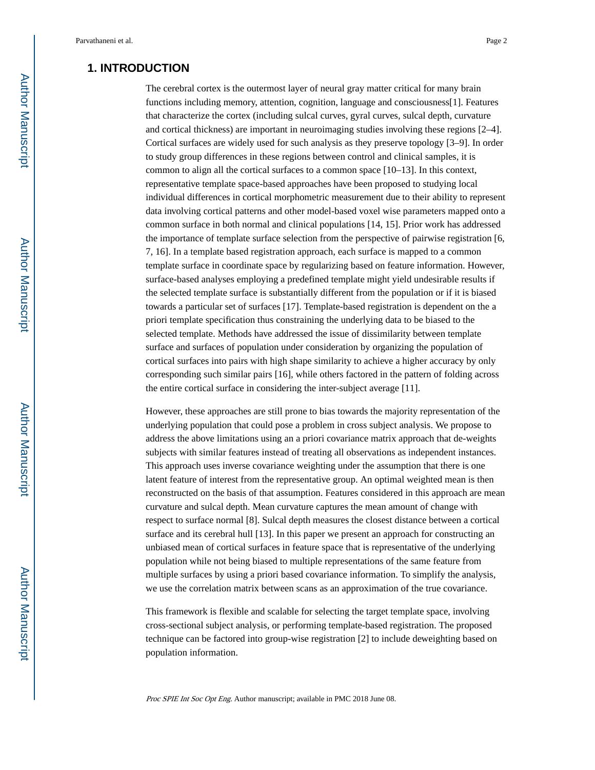## 1. INTRODUCTION

The cerebral cortex is the outermost layer of neural gray matter critical for many brain functions including memory, attention, cognition, language and consciousness[1]. Features that characterize the cortex (including sulcal curves, gyral curves, sulcal depth, curvature and cortical thickness) are important in neuroimaging studies involving these regions [2–4]. Cortical surfaces are widely used for such analysis as they preserve topology [3–9]. In order to study group differences in these regions between control and clinical samples, it is common to align all the cortical surfaces to a common space [10–13]. In this context, representative template space-based approaches have been proposed to studying local individual differences in cortical morphometric measurement due to their ability to represent data involving cortical patterns and other model-based voxel wise parameters mapped onto a common surface in both normal and clinical populations [14, 15]. Prior work has addressed the importance of template surface selection from the perspective of pairwise registration [6, 7, 16]. In a template based registration approach, each surface is mapped to a common template surface in coordinate space by regularizing based on feature information. However, surface-based analyses employing a predefined template might yield undesirable results if the selected template surface is substantially different from the population or if it is biased towards a particular set of surfaces [17]. Template-based registration is dependent on the a priori template specification thus constraining the underlying data to be biased to the selected template. Methods have addressed the issue of dissimilarity between template surface and surfaces of population under consideration by organizing the population of cortical surfaces into pairs with high shape similarity to achieve a higher accuracy by only corresponding such similar pairs [16], while others factored in the pattern of folding across the entire cortical surface in considering the inter-subject average [11].

However, these approaches are still prone to bias towards the majority representation of the underlying population that could pose a problem in cross subject analysis. We propose to address the above limitations using an a priori covariance matrix approach that de-weights subjects with similar features instead of treating all observations as independent instances. This approach uses inverse covariance weighting under the assumption that there is one latent feature of interest from the representative group. An optimal weighted mean is then reconstructed on the basis of that assumption. Features considered in this approach are mean curvature and sulcal depth. Mean curvature captures the mean amount of change with respect to surface normal [8]. Sulcal depth measures the closest distance between a cortical surface and its cerebral hull [13]. In this paper we present an approach for constructing an unbiased mean of cortical surfaces in feature space that is representative of the underlying population while not being biased to multiple representations of the same feature from multiple surfaces by using a priori based covariance information. To simplify the analysis, we use the correlation matrix between scans as an approximation of the true covariance.

This framework is flexible and scalable for selecting the target template space, involving cross-sectional subject analysis, or performing template-based registration. The proposed technique can be factored into group-wise registration [2] to include deweighting based on population information.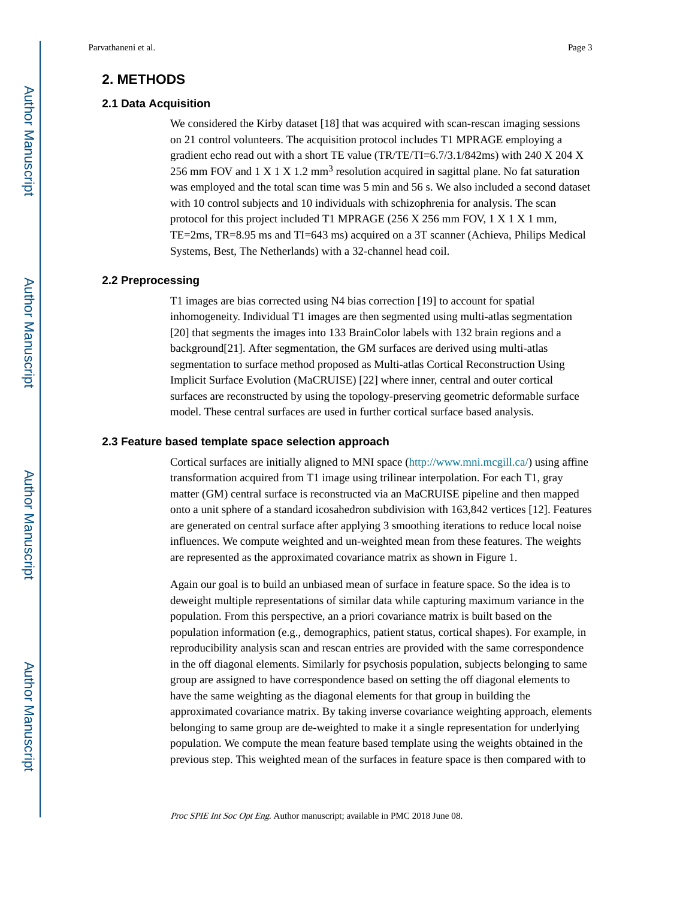## 2. METHODS

### 2.1 Data Acquisition

We considered the Kirby dataset [18] that was acquired with scan-rescan imaging sessions on 21 control volunteers. The acquisition protocol includes T1 MPRAGE employing a gradient echo read out with a short TE value (TR/TE/TI=6.7/3.1/842ms) with 240 X 204 X 256 mm FOV and 1 X 1 X 1.2 $mm^3$ resolution acquired in sagittal plane. No fat saturation was employed and the total scan time was 5 min and 56 s. We also included a second dataset with 10 control subjects and 10 individuals with schizophrenia for analysis. The scan protocol for this project included T1 MPRAGE (256 X 256 mm FOV, 1 X 1 X 1 mm, TE=2ms, TR=8.95 ms and TI=643 ms) acquired on a 3T scanner (Achieva, Philips Medical Systems, Best, The Netherlands) with a 32-channel head coil.

### 2.2 Preprocessing

T1 images are bias corrected using N4 bias correction [19] to account for spatial inhomogeneity. Individual T1 images are then segmented using multi-atlas segmentation [20] that segments the images into 133 BrainColor labels with 132 brain regions and a background[21]. After segmentation, the GM surfaces are derived using multi-atlas segmentation to surface method proposed as Multi-atlas Cortical Reconstruction Using Implicit Surface Evolution (MaCRUISE) [22] where inner, central and outer cortical surfaces are reconstructed by using the topology-preserving geometric deformable surface model. These central surfaces are used in further cortical surface based analysis.

### 2.3 Feature based template space selection approach

Cortical surfaces are initially aligned to MNI space (http://www.mni.mcgill.ca/) using affine transformation acquired from T1 image using trilinear interpolation. For each T1, gray matter (GM) central surface is reconstructed via an MaCRUISE pipeline and then mapped onto a unit sphere of a standard icosahedron subdivision with 163,842 vertices [12]. Features are generated on central surface after applying 3 smoothing iterations to reduce local noise influences. We compute weighted and un-weighted mean from these features. The weights are represented as the approximated covariance matrix as shown in Figure 1.

Again our goal is to build an unbiased mean of surface in feature space. So the idea is to deweight multiple representations of similar data while capturing maximum variance in the population. From this perspective, an a priori covariance matrix is built based on the population information (e.g., demographics, patient status, cortical shapes). For example, in reproducibility analysis scan and rescan entries are provided with the same correspondence in the off diagonal elements. Similarly for psychosis population, subjects belonging to same group are assigned to have correspondence based on setting the off diagonal elements to have the same weighting as the diagonal elements for that group in building the approximated covariance matrix. By taking inverse covariance weighting approach, elements belonging to same group are de-weighted to make it a single representation for underlying population. We compute the mean feature based template using the weights obtained in the previous step. This weighted mean of the surfaces in feature space is then compared with to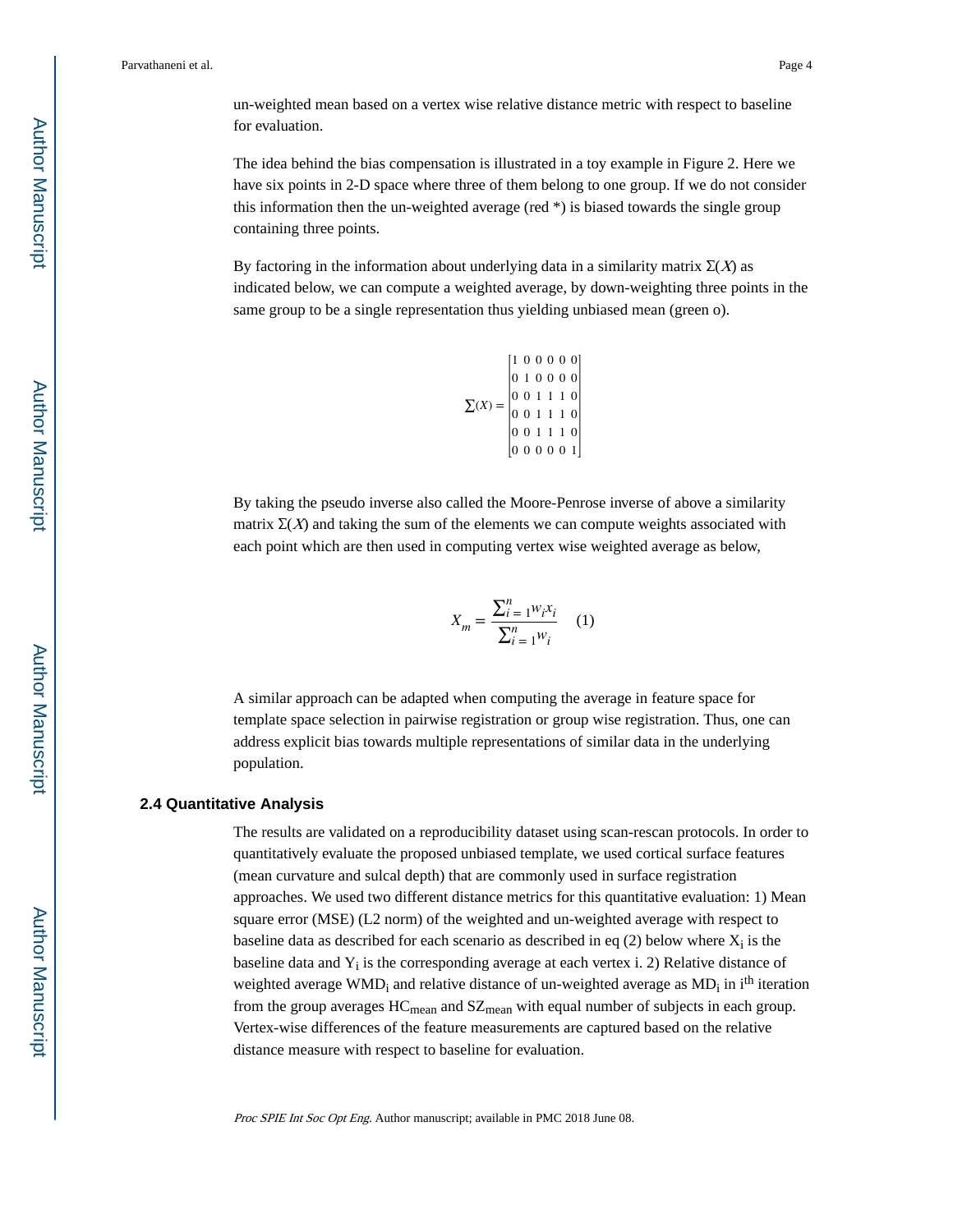un-weighted mean based on a vertex wise relative distance metric with respect to baseline for evaluation.

The idea behind the bias compensation is illustrated in a toy example in Figure 2. Here we have six points in 2-D space where three of them belong to one group. If we do not consider this information then the un-weighted average (red *) is biased towards the single group containing three points.

By factoring in the information about underlying data in a similarity matrix $\Sigma(X)$ as indicated below, we can compute a weighted average, by down-weighting three points in the same group to be a single representation thus yielding unbiased mean (green o).

$$\sum(X) = \begin{bmatrix} 1 & 0 & 0 & 0 & 0 & 0 \\ 0 & 1 & 0 & 0 & 0 & 0 \\ 0 & 0 & 1 & 1 & 1 & 0 \\ 0 & 0 & 1 & 1 & 1 & 0 \\ 0 & 0 & 1 & 1 & 1 & 0 \\ 0 & 0 & 0 & 0 & 0 & 1 \end{bmatrix}$$

By taking the pseudo inverse also called the Moore-Penrose inverse of above a similarity matrix $\Sigma(X)$ and taking the sum of the elements we can compute weights associated with each point which are then used in computing vertex wise weighted average as below,

$$X_m = \frac{\sum_{i=1}^{n} w_i x_i}{\sum_{i=1}^{n} w_i} \quad (1)$$

A similar approach can be adapted when computing the average in feature space for template space selection in pairwise registration or group wise registration. Thus, one can address explicit bias towards multiple representations of similar data in the underlying population.

### 2.4 Quantitative Analysis

The results are validated on a reproducibility dataset using scan-rescan protocols. In order to quantitatively evaluate the proposed unbiased template, we used cortical surface features (mean curvature and sulcal depth) that are commonly used in surface registration approaches. We used two different distance metrics for this quantitative evaluation: 1) Mean square error (MSE) (L2 norm) of the weighted and un-weighted average with respect to baseline data as described for each scenario as described in eq (2) below where $X_i$ is the baseline data and $Y_i$ is the corresponding average at each vertex i. 2) Relative distance of weighted average $WMD_i$ and relative distance of un-weighted average as $MD_i$ in $i^{th}$ iteration from the group averages $HC_{mean}$ and $SZ_{mean}$ with equal number of subjects in each group. Vertex-wise differences of the feature measurements are captured based on the relative distance measure with respect to baseline for evaluation.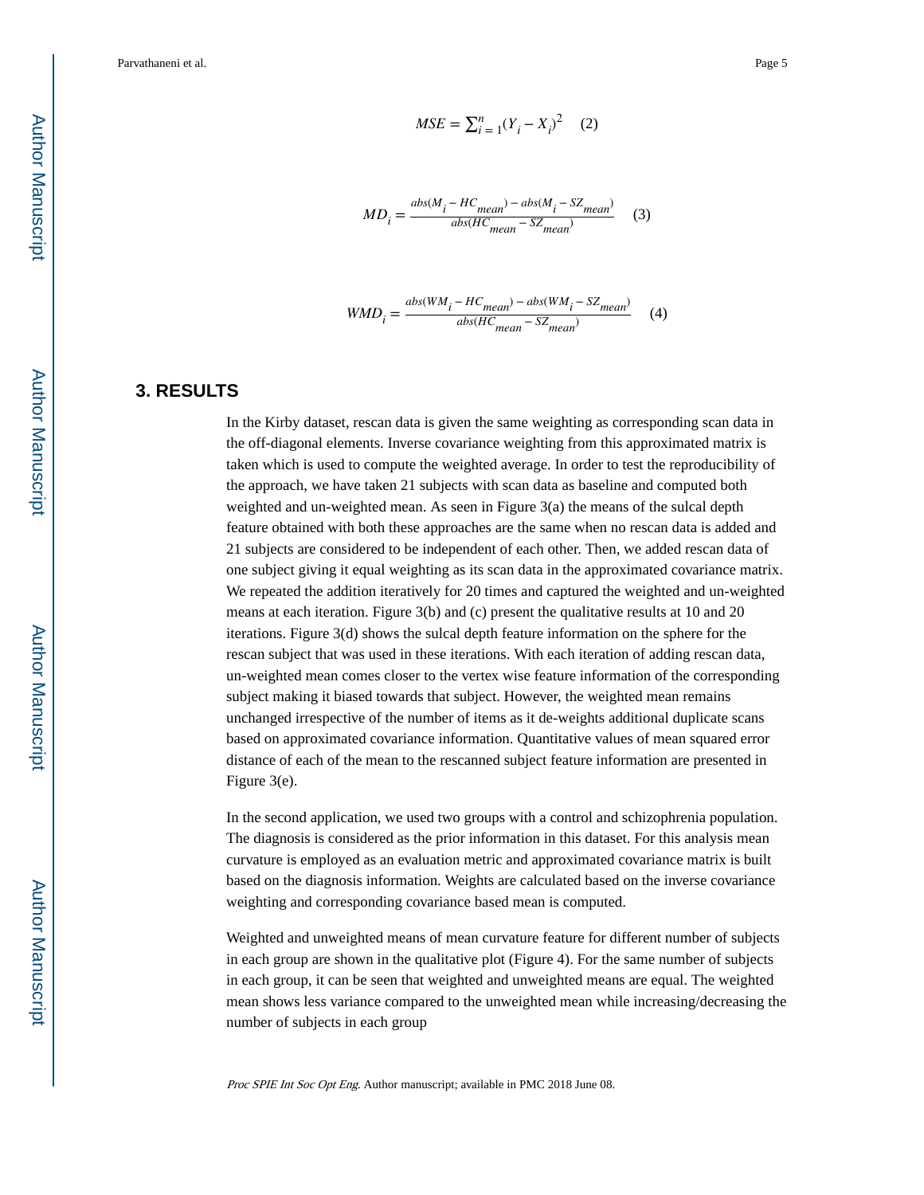$$MSE = \sum_{i=1}^{n} (Y_i - X_i)^2 \quad (2)$$

$$MD_i = \frac{abs(M_i - HC_{mean}) - abs(M_i - SZ_{mean})}{abs(HC_{mean} - SZ_{mean})} \quad (3)$$

$$WMD_i = \frac{abs(WM_i - HC_{mean}) - abs(WM_i - SZ_{mean})}{abs(HC_{mean} - SZ_{mean})} \quad (4)$$

## 3. RESULTS

In the Kirby dataset, rescan data is given the same weighting as corresponding scan data in the off-diagonal elements. Inverse covariance weighting from this approximated matrix is taken which is used to compute the weighted average. In order to test the reproducibility of the approach, we have taken 21 subjects with scan data as baseline and computed both weighted and un-weighted mean. As seen in Figure 3(a) the means of the sulcal depth feature obtained with both these approaches are the same when no rescan data is added and 21 subjects are considered to be independent of each other. Then, we added rescan data of one subject giving it equal weighting as its scan data in the approximated covariance matrix. We repeated the addition iteratively for 20 times and captured the weighted and un-weighted means at each iteration. Figure 3(b) and (c) present the qualitative results at 10 and 20 iterations. Figure 3(d) shows the sulcal depth feature information on the sphere for the rescan subject that was used in these iterations. With each iteration of adding rescan data, un-weighted mean comes closer to the vertex wise feature information of the corresponding subject making it biased towards that subject. However, the weighted mean remains unchanged irrespective of the number of items as it de-weights additional duplicate scans based on approximated covariance information. Quantitative values of mean squared error distance of each of the mean to the rescanned subject feature information are presented in Figure 3(e).

In the second application, we used two groups with a control and schizophrenia population. The diagnosis is considered as the prior information in this dataset. For this analysis mean curvature is employed as an evaluation metric and approximated covariance matrix is built based on the diagnosis information. Weights are calculated based on the inverse covariance weighting and corresponding covariance based mean is computed.

Weighted and unweighted means of mean curvature feature for different number of subjects in each group are shown in the qualitative plot (Figure 4). For the same number of subjects in each group, it can be seen that weighted and unweighted means are equal. The weighted mean shows less variance compared to the unweighted mean while increasing/decreasing the number of subjects in each group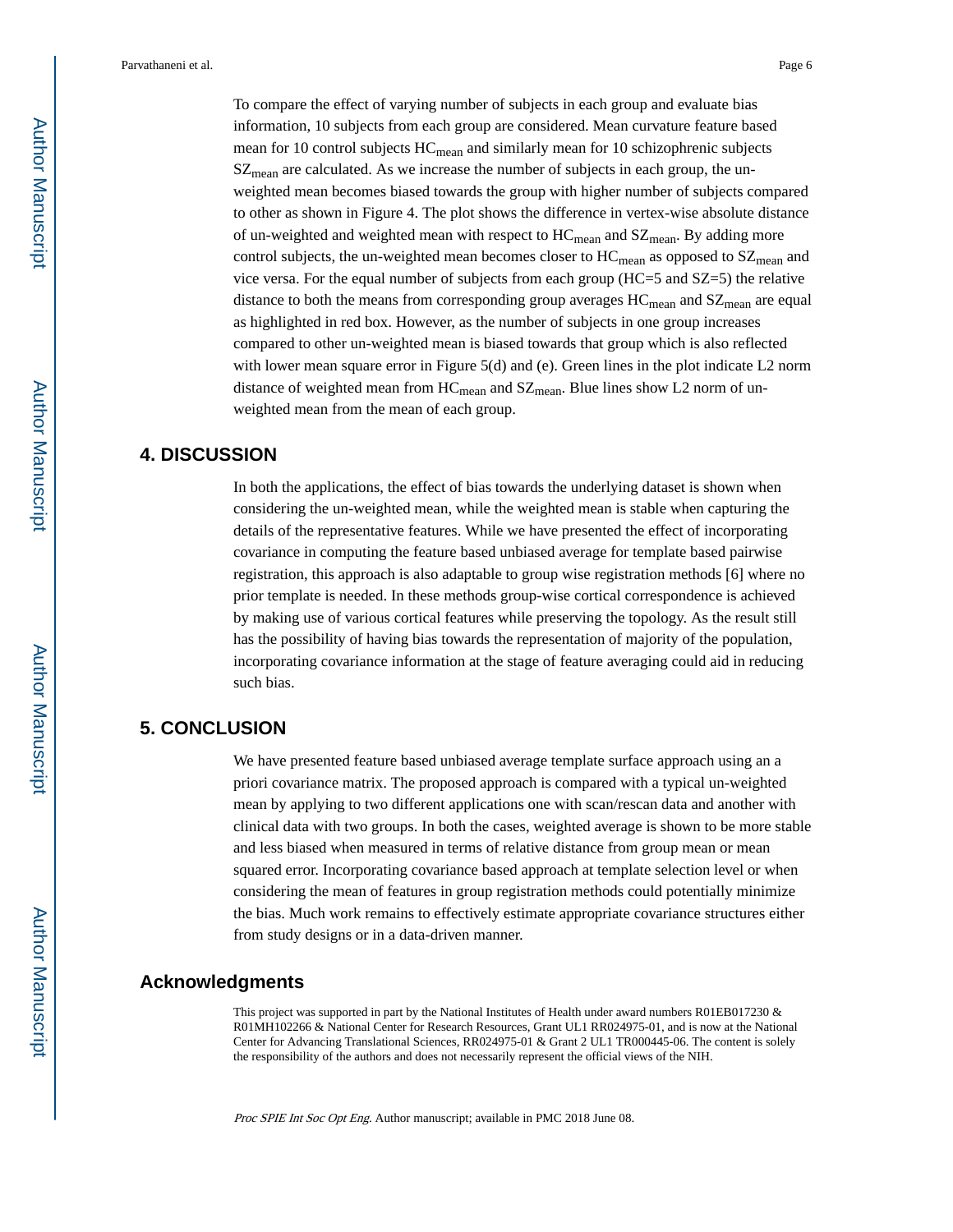To compare the effect of varying number of subjects in each group and evaluate bias information, 10 subjects from each group are considered. Mean curvature feature based mean for 10 control subjects $HC_{mean}$ and similarly mean for 10 schizophrenic subjects $SZ_{mean}$ are calculated. As we increase the number of subjects in each group, the un-weighted mean becomes biased towards the group with higher number of subjects compared to other as shown in Figure 4. The plot shows the difference in vertex-wise absolute distance of un-weighted and weighted mean with respect to $HC_{mean}$ and $SZ_{mean}$. By adding more control subjects, the un-weighted mean becomes closer to $HC_{mean}$ as opposed to $SZ_{mean}$ and vice versa. For the equal number of subjects from each group (HC=5 and SZ=5) the relative distance to both the means from corresponding group averages $HC_{mean}$ and $SZ_{mean}$ are equal as highlighted in red box. However, as the number of subjects in one group increases compared to other un-weighted mean is biased towards that group which is also reflected with lower mean square error in Figure 5(d) and (e). Green lines in the plot indicate L2 norm distance of weighted mean from $HC_{mean}$ and $SZ_{mean}$. Blue lines show L2 norm of un-weighted mean from the mean of each group.

## 4. DISCUSSION

In both the applications, the effect of bias towards the underlying dataset is shown when considering the un-weighted mean, while the weighted mean is stable when capturing the details of the representative features. While we have presented the effect of incorporating covariance in computing the feature based unbiased average for template based pairwise registration, this approach is also adaptable to group wise registration methods [6] where no prior template is needed. In these methods group-wise cortical correspondence is achieved by making use of various cortical features while preserving the topology. As the result still has the possibility of having bias towards the representation of majority of the population, incorporating covariance information at the stage of feature averaging could aid in reducing such bias.

## 5. CONCLUSION

We have presented feature based unbiased average template surface approach using an a priori covariance matrix. The proposed approach is compared with a typical un-weighted mean by applying to two different applications one with scan/rescan data and another with clinical data with two groups. In both the cases, weighted average is shown to be more stable and less biased when measured in terms of relative distance from group mean or mean squared error. Incorporating covariance based approach at template selection level or when considering the mean of features in group registration methods could potentially minimize the bias. Much work remains to effectively estimate appropriate covariance structures either from study designs or in a data-driven manner.

## Acknowledgments

This project was supported in part by the National Institutes of Health under award numbers R01EB017230 & R01MH102266 & National Center for Research Resources, Grant UL1 RR024975-01, and is now at the National Center for Advancing Translational Sciences, RR024975-01 & Grant 2 UL1 TR000445-06. The content is solely the responsibility of the authors and does not necessarily represent the official views of the NIH.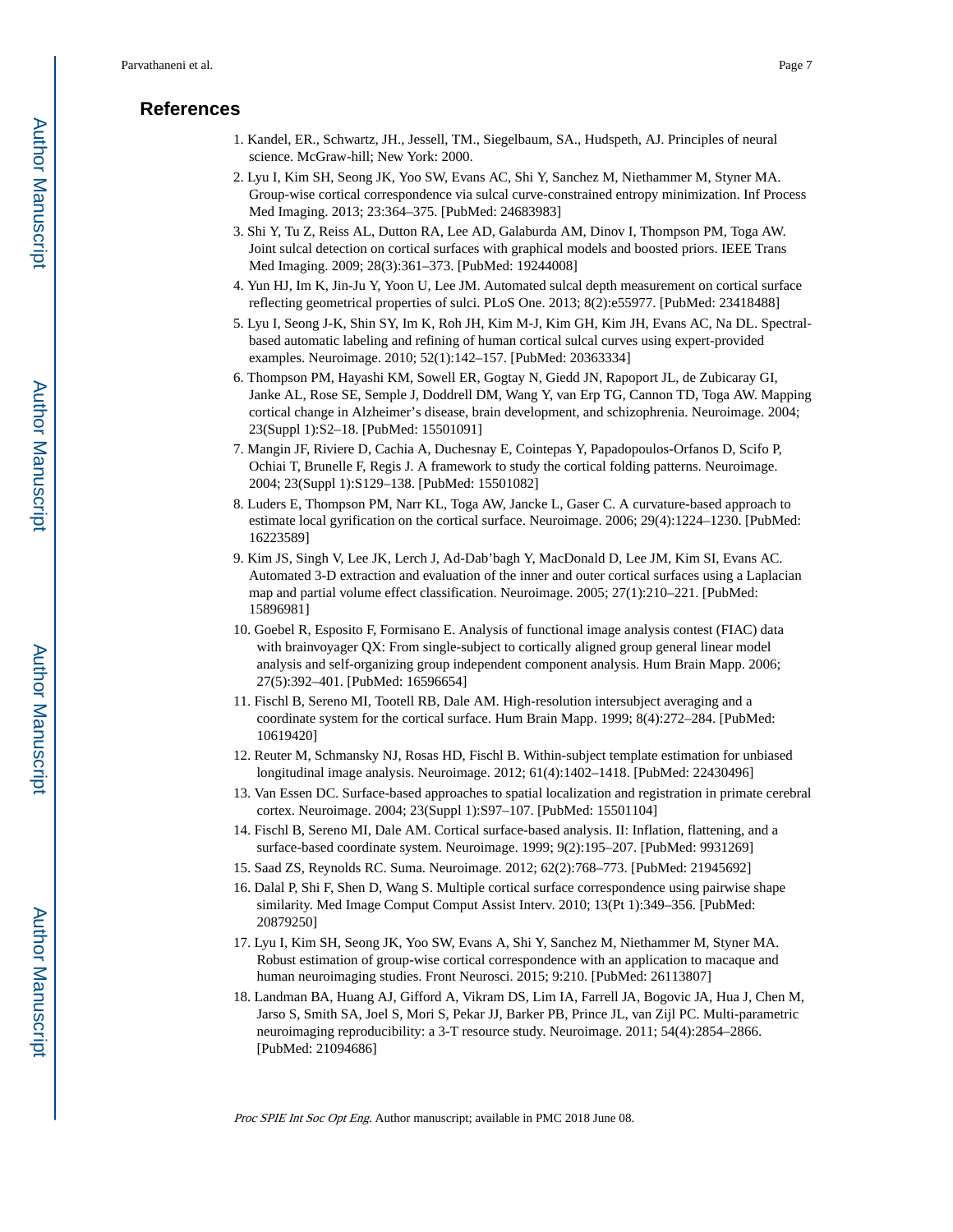## References

1. Kandel, ER., Schwartz, JH., Jessell, TM., Siegelbaum, SA., Hudspeth, AJ. Principles of neural science. McGraw-hill; New York: 2000.
2. Lyu I, Kim SH, Seong JK, Yoo SW, Evans AC, Shi Y, Sanchez M, Niethammer M, Styner MA. Group-wise cortical correspondence via sulcal curve-constrained entropy minimization. Inf Process Med Imaging. 2013; 23:364–375. [PubMed: 24683983]
3. Shi Y, Tu Z, Reiss AL, Dutton RA, Lee AD, Galaburda AM, Dinov I, Thompson PM, Toga AW. Joint sulcal detection on cortical surfaces with graphical models and boosted priors. IEEE Trans Med Imaging. 2009; 28(3):361–373. [PubMed: 19244008]
4. Yun HJ, Im K, Jin-Ju Y, Yoon U, Lee JM. Automated sulcal depth measurement on cortical surface reflecting geometrical properties of sulci. PLoS One. 2013; 8(2):e55977. [PubMed: 23418488]
5. Lyu I, Seong J-K, Shin SY, Im K, Roh JH, Kim M-J, Kim GH, Kim JH, Evans AC, Na DL. Spectral-based automatic labeling and refining of human cortical sulcal curves using expert-provided examples. Neuroimage. 2010; 52(1):142–157. [PubMed: 20363334]
6. Thompson PM, Hayashi KM, Sowell ER, Gogtay N, Giedd JN, Rapoport JL, de Zubicaray GI, Janke AL, Rose SE, Semple J, Doddrell DM, Wang Y, van Erp TG, Cannon TD, Toga AW. Mapping cortical change in Alzheimer's disease, brain development, and schizophrenia. Neuroimage. 2004; 23(Suppl 1):S2–18. [PubMed: 15501091]
7. Mangin JF, Riviere D, Cachia A, Duchesnay E, Cointepas Y, Papadopoulos-Orfanos D, Scifo P, Ochiai T, Brunelle F, Regis J. A framework to study the cortical folding patterns. Neuroimage. 2004; 23(Suppl 1):S129–138. [PubMed: 15501082]
8. Luders E, Thompson PM, Narr KL, Toga AW, Jancke L, Gaser C. A curvature-based approach to estimate local gyrification on the cortical surface. Neuroimage. 2006; 29(4):1224–1230. [PubMed: 16223589]
9. Kim JS, Singh V, Lee JK, Lerch J, Ad-Dab'bagh Y, MacDonald D, Lee JM, Kim SI, Evans AC. Automated 3-D extraction and evaluation of the inner and outer cortical surfaces using a Laplacian map and partial volume effect classification. Neuroimage. 2005; 27(1):210–221. [PubMed: 15896981]
10. Goebel R, Esposito F, Formisano E. Analysis of functional image analysis contest (FIAC) data with brainvoyager QX: From single-subject to cortically aligned group general linear model analysis and self-organizing group independent component analysis. Hum Brain Mapp. 2006; 27(5):392–401. [PubMed: 16596654]
11. Fischl B, Sereno MI, Tootell RB, Dale AM. High-resolution intersubject averaging and a coordinate system for the cortical surface. Hum Brain Mapp. 1999; 8(4):272–284. [PubMed: 10619420]
12. Reuter M, Schmansky NJ, Rosas HD, Fischl B. Within-subject template estimation for unbiased longitudinal image analysis. Neuroimage. 2012; 61(4):1402–1418. [PubMed: 22430496]
13. Van Essen DC. Surface-based approaches to spatial localization and registration in primate cerebral cortex. Neuroimage. 2004; 23(Suppl 1):S97–107. [PubMed: 15501104]
14. Fischl B, Sereno MI, Dale AM. Cortical surface-based analysis. II: Inflation, flattening, and a surface-based coordinate system. Neuroimage. 1999; 9(2):195–207. [PubMed: 9931269]
15. Saad ZS, Reynolds RC. Suma. Neuroimage. 2012; 62(2):768–773. [PubMed: 21945692]
16. Dalal P, Shi F, Shen D, Wang S. Multiple cortical surface correspondence using pairwise shape similarity. Med Image Comput Comput Assist Interv. 2010; 13(Pt 1):349–356. [PubMed: 20879250]
17. Lyu I, Kim SH, Seong JK, Yoo SW, Evans A, Shi Y, Sanchez M, Niethammer M, Styner MA. Robust estimation of group-wise cortical correspondence with an application to macaque and human neuroimaging studies. Front Neurosci. 2015; 9:210. [PubMed: 26113807]
18. Landman BA, Huang AJ, Gifford A, Vikram DS, Lim IA, Farrell JA, Bogovic JA, Hua J, Chen M, Jarso S, Smith SA, Joel S, Mori S, Pekar JJ, Barker PB, Prince JL, van Zijl PC. Multi-parametric neuroimaging reproducibility: a 3-T resource study. Neuroimage. 2011; 54(4):2854–2866. [PubMed: 21094686]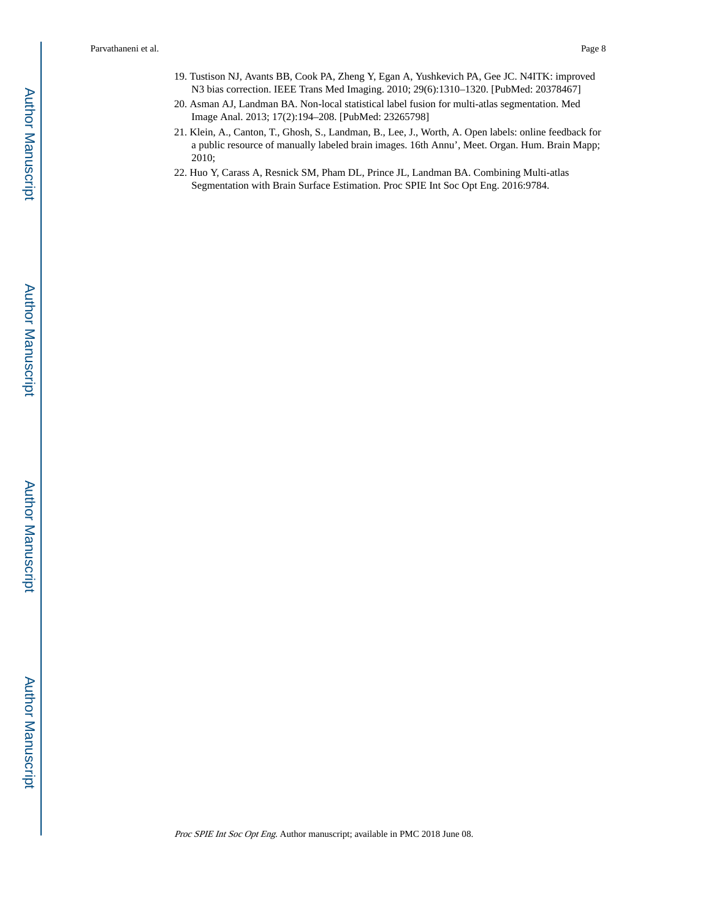19. Tustison NJ, Avants BB, Cook PA, Zheng Y, Egan A, Yushkevich PA, Gee JC. N4ITK: improved N3 bias correction. IEEE Trans Med Imaging. 2010; 29(6):1310–1320. [PubMed: 20378467]
20. Asman AJ, Landman BA. Non-local statistical label fusion for multi-atlas segmentation. Med Image Anal. 2013; 17(2):194–208. [PubMed: 23265798]
21. Klein, A., Canton, T., Ghosh, S., Landman, B., Lee, J., Worth, A. Open labels: online feedback for a public resource of manually labeled brain images. 16th Annu', Meet. Organ. Hum. Brain Mapp; 2010;
22. Huo Y, Carass A, Resnick SM, Pham DL, Prince JL, Landman BA. Combining Multi-atlas Segmentation with Brain Surface Estimation. Proc SPIE Int Soc Opt Eng. 2016:9784.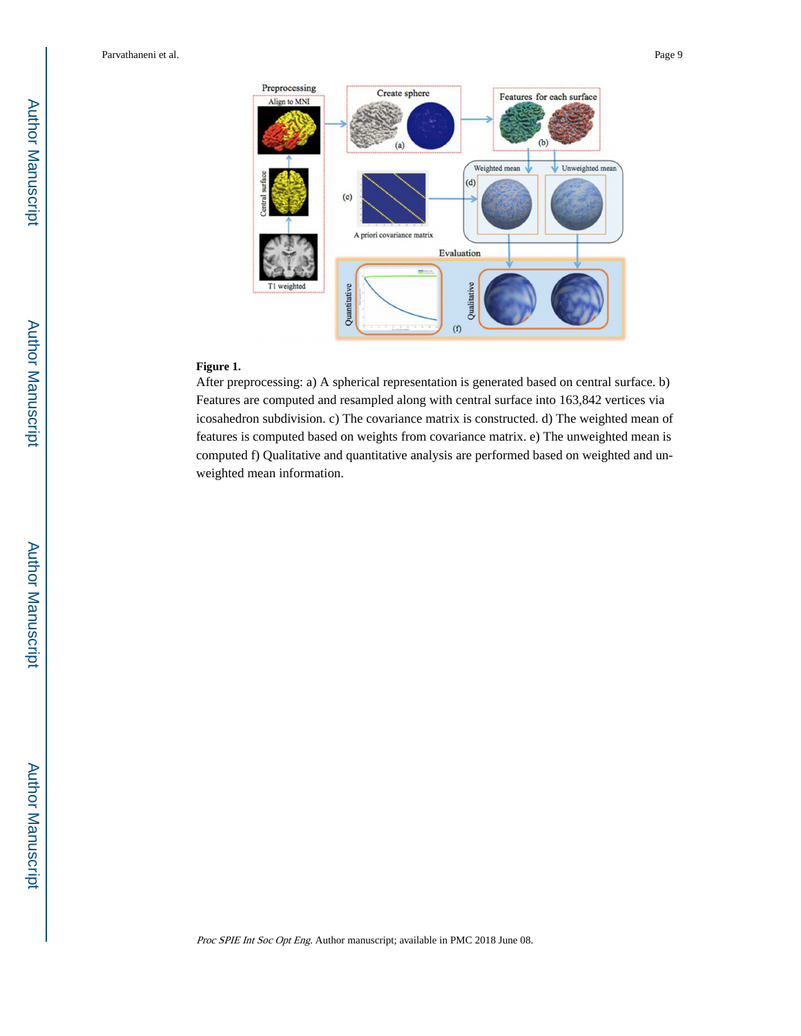**Figure 1.**

After preprocessing: a) A spherical representation is generated based on central surface. b) Features are computed and resampled along with central surface into 163,842 vertices via icosahedron subdivision. c) The covariance matrix is constructed. d) The weighted mean of features is computed based on weights from covariance matrix. e) The unweighted mean is computed f) Qualitative and quantitative analysis are performed based on weighted and un-weighted mean information.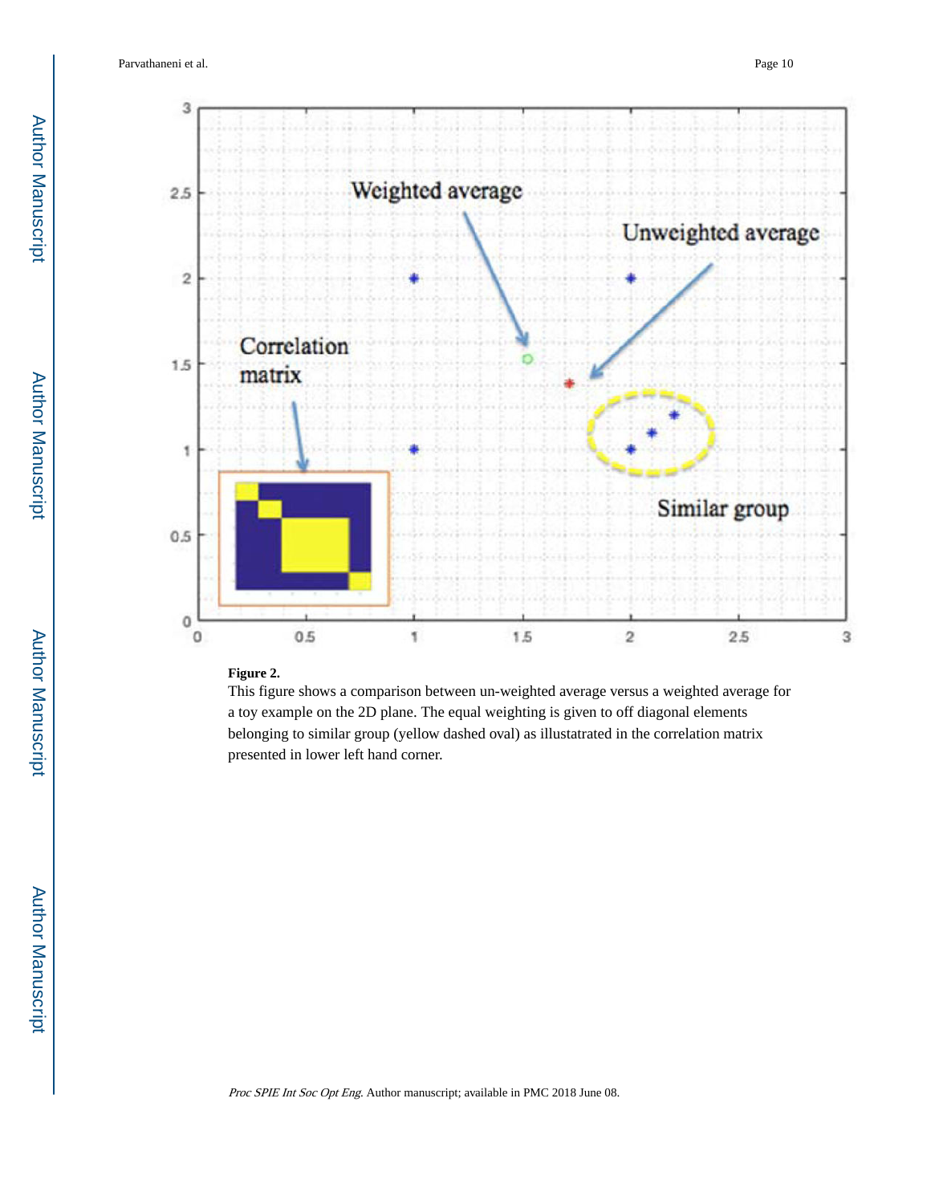**Figure 2.**

This figure shows a comparison between un-weighted average versus a weighted average for a toy example on the 2D plane. The equal weighting is given to off diagonal elements belonging to similar group (yellow dashed oval) as illustatrated in the correlation matrix presented in lower left hand corner.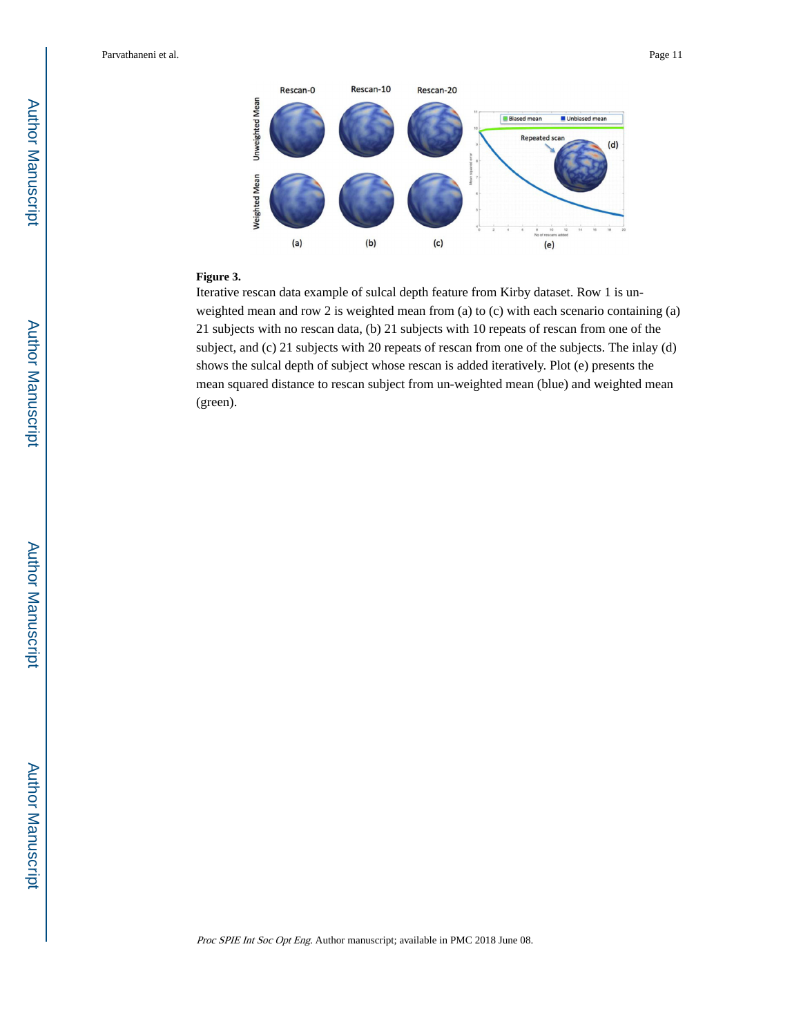**Figure 3.**

Iterative rescan data example of sulcal depth feature from Kirby dataset. Row 1 is un-weighted mean and row 2 is weighted mean from (a) to (c) with each scenario containing (a) 21 subjects with no rescan data, (b) 21 subjects with 10 repeats of rescan from one of the subject, and (c) 21 subjects with 20 repeats of rescan from one of the subjects. The inlay (d) shows the sulcal depth of subject whose rescan is added iteratively. Plot (e) presents the mean squared distance to rescan subject from un-weighted mean (blue) and weighted mean (green).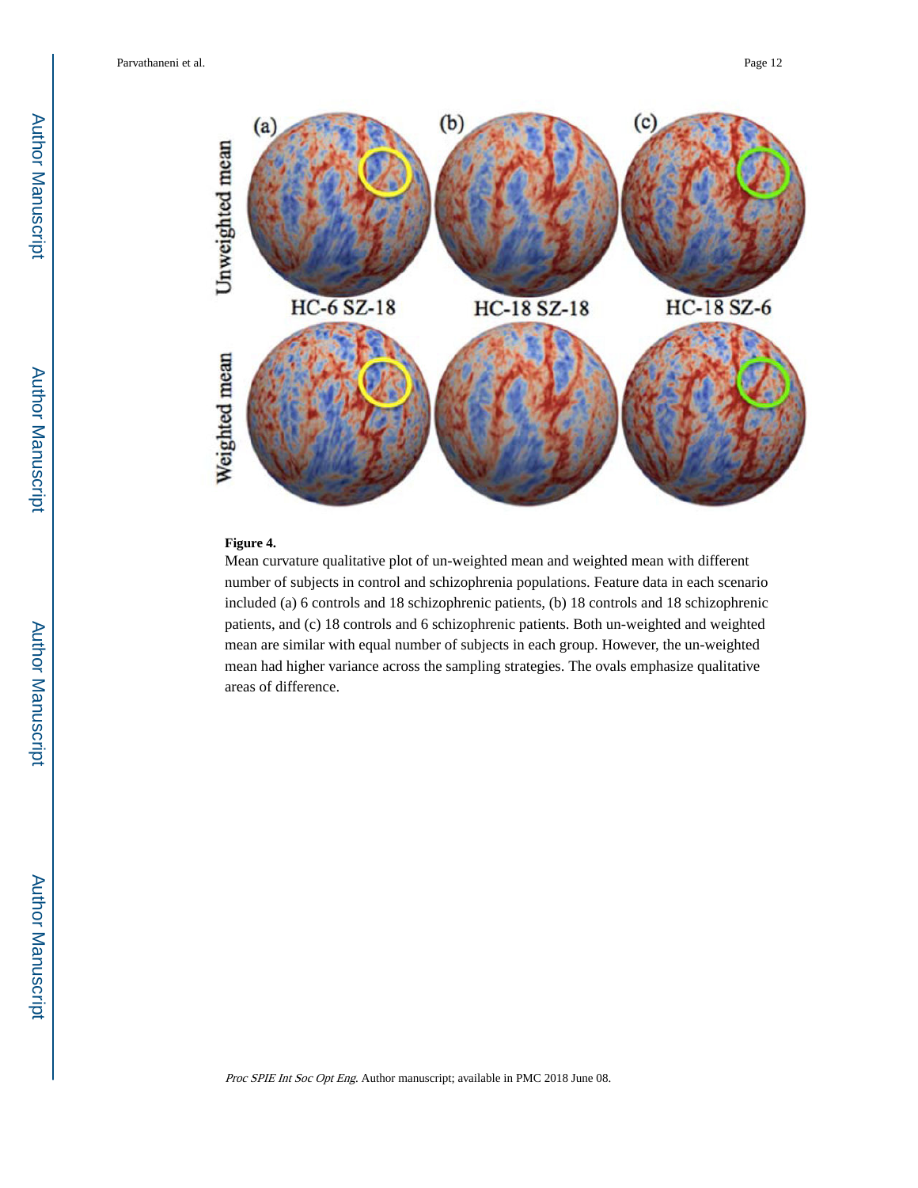**Figure 4.**

Mean curvature qualitative plot of un-weighted mean and weighted mean with different number of subjects in control and schizophrenia populations. Feature data in each scenario included (a) 6 controls and 18 schizophrenic patients, (b) 18 controls and 18 schizophrenic patients, and (c) 18 controls and 6 schizophrenic patients. Both un-weighted and weighted mean are similar with equal number of subjects in each group. However, the un-weighted mean had higher variance across the sampling strategies. The ovals emphasize qualitative areas of difference.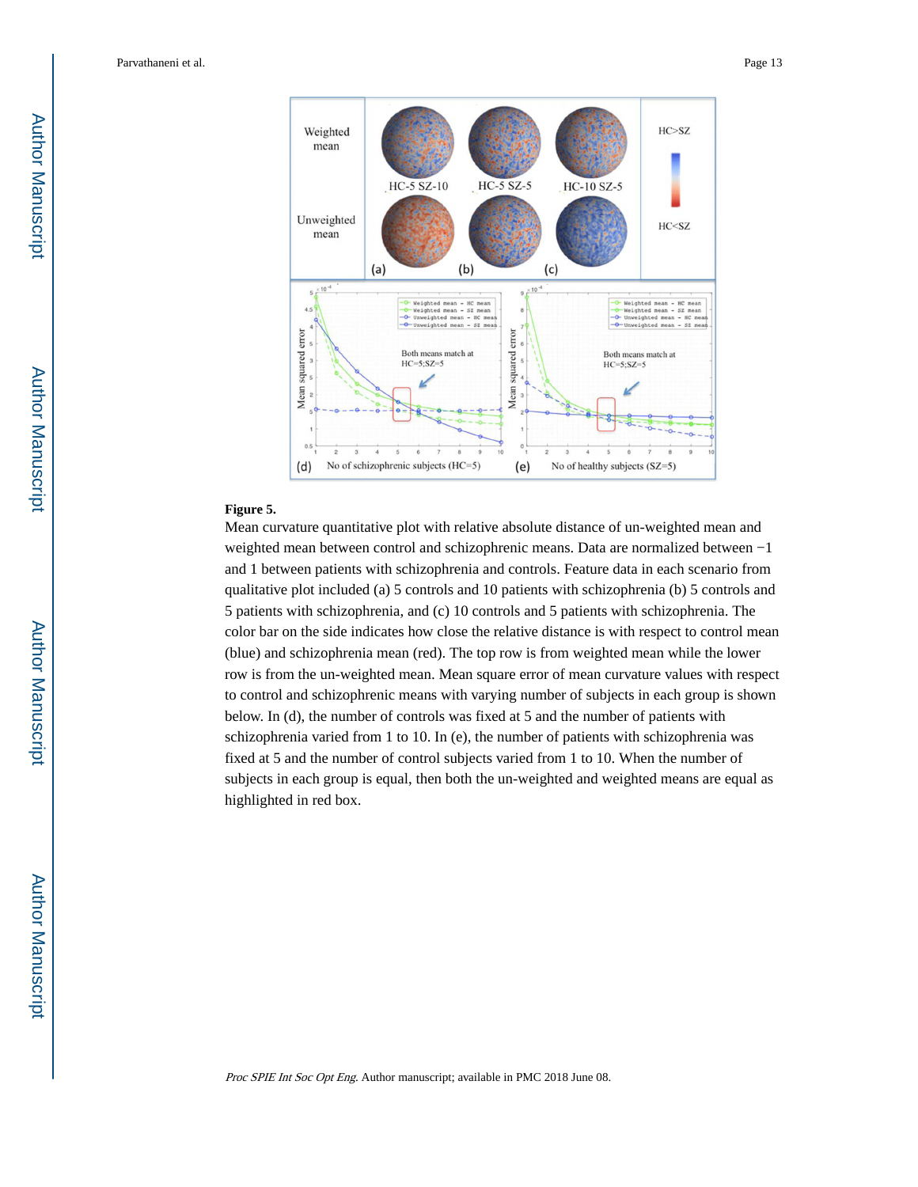Weighted mean

HC-5 SZ-10

HC-5 SZ-5

HC-10 SZ-5

HC>SZ

HC<SZ

Unweighted mean

(a)

(b)

(c)

Weighted mean - HC mean

Weighted mean - SZ mean

Unweighted mean - HC mean

Unweighted mean - SZ mean

Both means match at HC=5;SZ=5

Mean squared error

(d) No of schizophrenic subjects (HC=5)

(e) No of healthy subjects (SZ=5)

**Figure 5.**

Mean curvature quantitative plot with relative absolute distance of un-weighted mean and weighted mean between control and schizophrenic means. Data are normalized between −1 and 1 between patients with schizophrenia and controls. Feature data in each scenario from qualitative plot included (a) 5 controls and 10 patients with schizophrenia (b) 5 controls and 5 patients with schizophrenia, and (c) 10 controls and 5 patients with schizophrenia. The color bar on the side indicates how close the relative distance is with respect to control mean (blue) and schizophrenia mean (red). The top row is from weighted mean while the lower row is from the un-weighted mean. Mean square error of mean curvature values with respect to control and schizophrenic means with varying number of subjects in each group is shown below. In (d), the number of controls was fixed at 5 and the number of patients with schizophrenia varied from 1 to 10. In (e), the number of patients with schizophrenia was fixed at 5 and the number of control subjects varied from 1 to 10. When the number of subjects in each group is equal, then both the un-weighted and weighted means are equal as highlighted in red box.